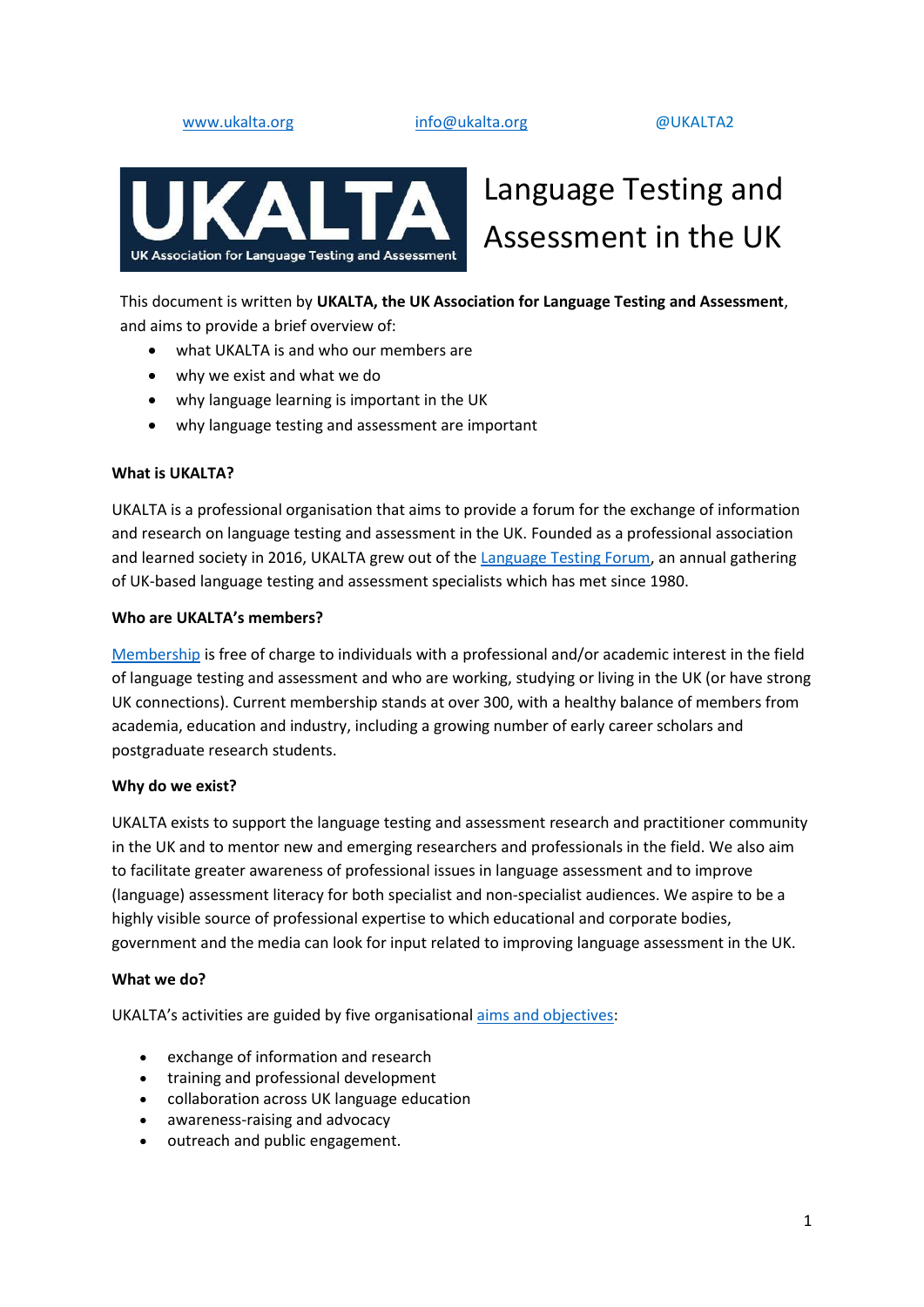www.ukalta.org info@ukalta.org @UKALTA2

UKALTA
UK Association for Language Testing and Assessment

# Language Testing and Assessment in the UK

This document is written by **UKALTA, the UK Association for Language Testing and Assessment**, and aims to provide a brief overview of:

- what UKALTA is and who our members are
- why we exist and what we do
- why language learning is important in the UK
- why language testing and assessment are important

**What is UKALTA?**

UKALTA is a professional organisation that aims to provide a forum for the exchange of information and research on language testing and assessment in the UK. Founded as a professional association and learned society in 2016, UKALTA grew out of the Language Testing Forum, an annual gathering of UK-based language testing and assessment specialists which has met since 1980.

**Who are UKALTA's members?**

Membership is free of charge to individuals with a professional and/or academic interest in the field of language testing and assessment and who are working, studying or living in the UK (or have strong UK connections). Current membership stands at over 300, with a healthy balance of members from academia, education and industry, including a growing number of early career scholars and postgraduate research students.

**Why do we exist?**

UKALTA exists to support the language testing and assessment research and practitioner community in the UK and to mentor new and emerging researchers and professionals in the field. We also aim to facilitate greater awareness of professional issues in language assessment and to improve (language) assessment literacy for both specialist and non-specialist audiences. We aspire to be a highly visible source of professional expertise to which educational and corporate bodies, government and the media can look for input related to improving language assessment in the UK.

**What we do?**

UKALTA's activities are guided by five organisational aims and objectives:

- exchange of information and research
- training and professional development
- collaboration across UK language education
- awareness-raising and advocacy
- outreach and public engagement.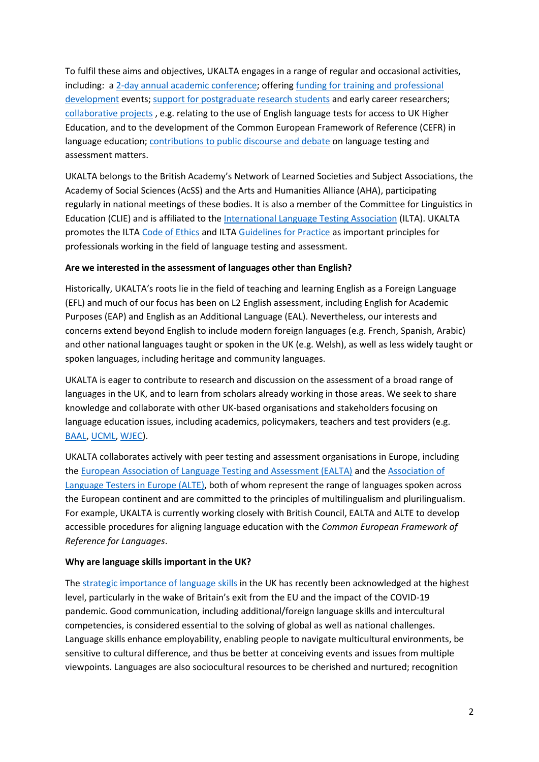To fulfil these aims and objectives, UKALTA engages in a range of regular and occasional activities, including: a 2-day annual academic conference; offering funding for training and professional development events; support for postgraduate research students and early career researchers; collaborative projects , e.g. relating to the use of English language tests for access to UK Higher Education, and to the development of the Common European Framework of Reference (CEFR) in language education; contributions to public discourse and debate on language testing and assessment matters.

UKALTA belongs to the British Academy's Network of Learned Societies and Subject Associations, the Academy of Social Sciences (AcSS) and the Arts and Humanities Alliance (AHA), participating regularly in national meetings of these bodies. It is also a member of the Committee for Linguistics in Education (CLIE) and is affiliated to the International Language Testing Association (ILTA). UKALTA promotes the ILTA Code of Ethics and ILTA Guidelines for Practice as important principles for professionals working in the field of language testing and assessment.

**Are we interested in the assessment of languages other than English?**

Historically, UKALTA's roots lie in the field of teaching and learning English as a Foreign Language (EFL) and much of our focus has been on L2 English assessment, including English for Academic Purposes (EAP) and English as an Additional Language (EAL). Nevertheless, our interests and concerns extend beyond English to include modern foreign languages (e.g. French, Spanish, Arabic) and other national languages taught or spoken in the UK (e.g. Welsh), as well as less widely taught or spoken languages, including heritage and community languages.

UKALTA is eager to contribute to research and discussion on the assessment of a broad range of languages in the UK, and to learn from scholars already working in those areas. We seek to share knowledge and collaborate with other UK-based organisations and stakeholders focusing on language education issues, including academics, policymakers, teachers and test providers (e.g. BAAL, UCML, WJEC).

UKALTA collaborates actively with peer testing and assessment organisations in Europe, including the European Association of Language Testing and Assessment (EALTA) and the Association of Language Testers in Europe (ALTE), both of whom represent the range of languages spoken across the European continent and are committed to the principles of multilingualism and plurilingualism. For example, UKALTA is currently working closely with British Council, EALTA and ALTE to develop accessible procedures for aligning language education with the *Common European Framework of Reference for Languages*.

**Why are language skills important in the UK?**

The strategic importance of language skills in the UK has recently been acknowledged at the highest level, particularly in the wake of Britain's exit from the EU and the impact of the COVID-19 pandemic. Good communication, including additional/foreign language skills and intercultural competencies, is considered essential to the solving of global as well as national challenges. Language skills enhance employability, enabling people to navigate multicultural environments, be sensitive to cultural difference, and thus be better at conceiving events and issues from multiple viewpoints. Languages are also sociocultural resources to be cherished and nurtured; recognition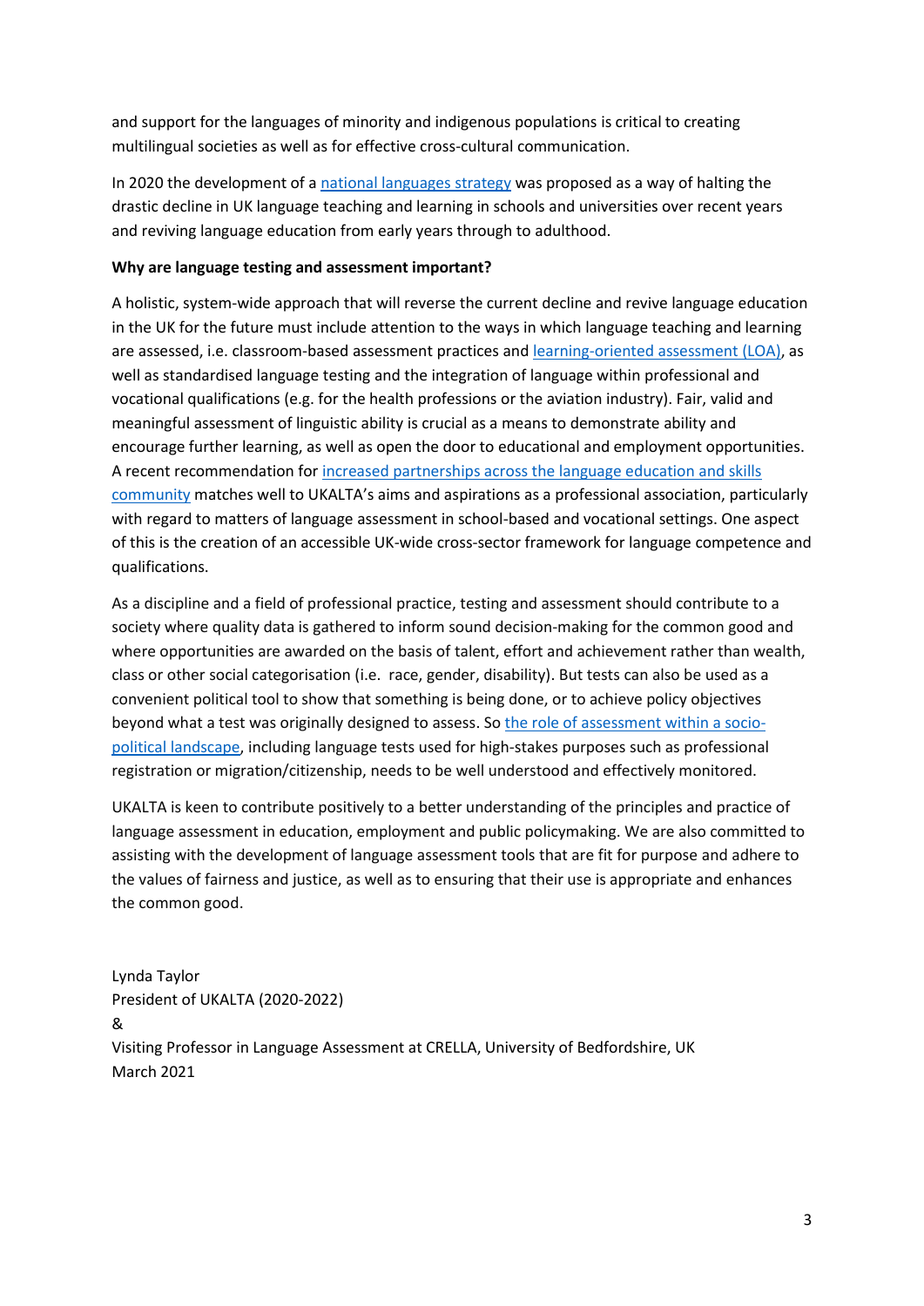and support for the languages of minority and indigenous populations is critical to creating multilingual societies as well as for effective cross-cultural communication.

In 2020 the development of a national languages strategy was proposed as a way of halting the drastic decline in UK language teaching and learning in schools and universities over recent years and reviving language education from early years through to adulthood.

**Why are language testing and assessment important?**

A holistic, system-wide approach that will reverse the current decline and revive language education in the UK for the future must include attention to the ways in which language teaching and learning are assessed, i.e. classroom-based assessment practices and learning-oriented assessment (LOA), as well as standardised language testing and the integration of language within professional and vocational qualifications (e.g. for the health professions or the aviation industry). Fair, valid and meaningful assessment of linguistic ability is crucial as a means to demonstrate ability and encourage further learning, as well as open the door to educational and employment opportunities. A recent recommendation for increased partnerships across the language education and skills community matches well to UKALTA's aims and aspirations as a professional association, particularly with regard to matters of language assessment in school-based and vocational settings. One aspect of this is the creation of an accessible UK-wide cross-sector framework for language competence and qualifications.

As a discipline and a field of professional practice, testing and assessment should contribute to a society where quality data is gathered to inform sound decision-making for the common good and where opportunities are awarded on the basis of talent, effort and achievement rather than wealth, class or other social categorisation (i.e. race, gender, disability). But tests can also be used as a convenient political tool to show that something is being done, or to achieve policy objectives beyond what a test was originally designed to assess. So the role of assessment within a socio-political landscape, including language tests used for high-stakes purposes such as professional registration or migration/citizenship, needs to be well understood and effectively monitored.

UKALTA is keen to contribute positively to a better understanding of the principles and practice of language assessment in education, employment and public policymaking. We are also committed to assisting with the development of language assessment tools that are fit for purpose and adhere to the values of fairness and justice, as well as to ensuring that their use is appropriate and enhances the common good.

Lynda Taylor
President of UKALTA (2020-2022)
&
Visiting Professor in Language Assessment at CRELLA, University of Bedfordshire, UK
March 2021